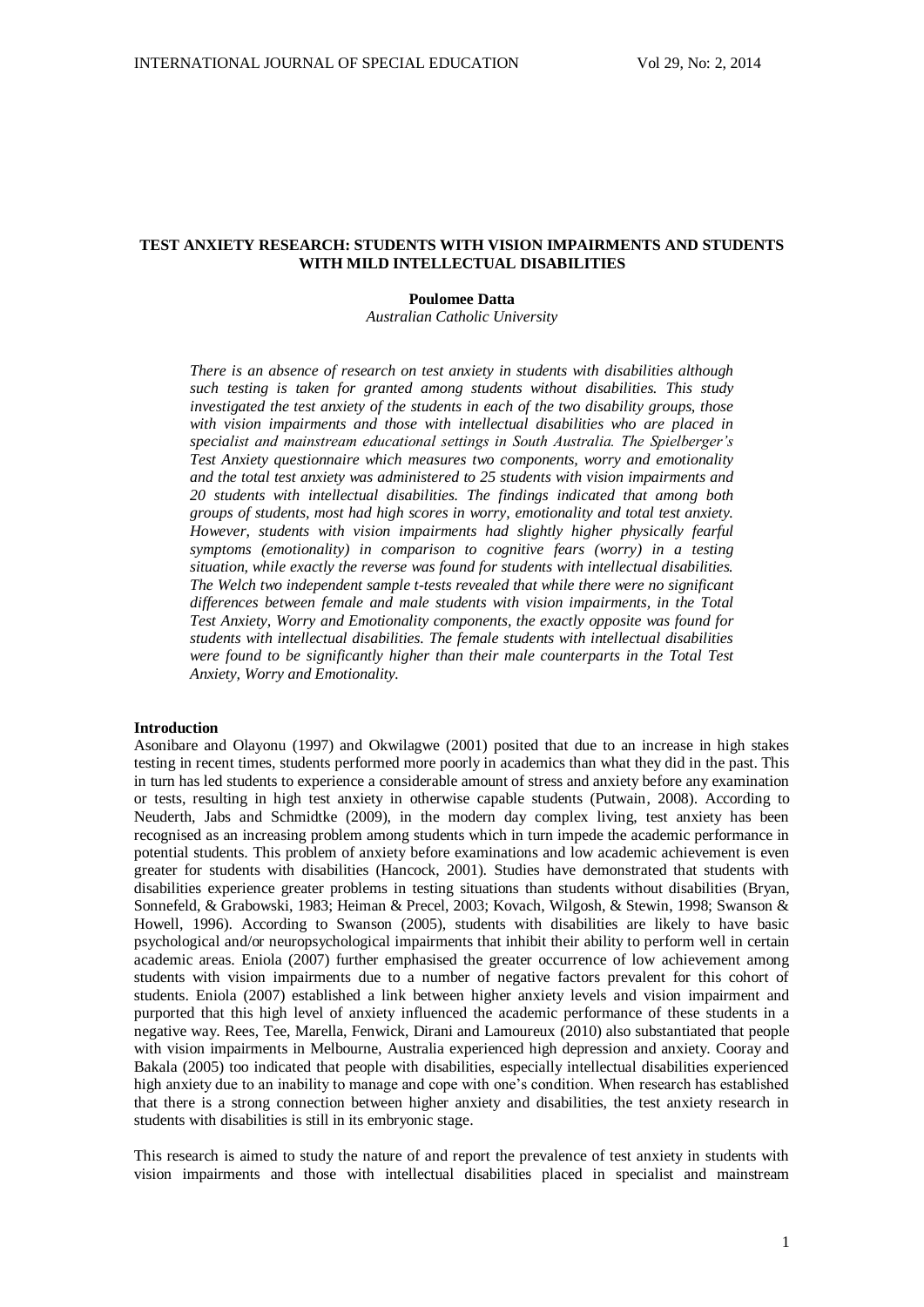# TEST ANXIETY RESEARCH: STUDENTS WITH VISION IMPAIRMENTS AND STUDENTS WITH MILD INTELLECTUAL DISABILITIES

**Poulomee Datta**

*Australian Catholic University*

*There is an absence of research on test anxiety in students with disabilities although such testing is taken for granted among students without disabilities. This study investigated the test anxiety of the students in each of the two disability groups, those with vision impairments and those with intellectual disabilities who are placed in specialist and mainstream educational settings in South Australia. The Spielberger's Test Anxiety questionnaire which measures two components, worry and emotionality and the total test anxiety was administered to 25 students with vision impairments and 20 students with intellectual disabilities. The findings indicated that among both groups of students, most had high scores in worry, emotionality and total test anxiety. However, students with vision impairments had slightly higher physically fearful symptoms (emotionality) in comparison to cognitive fears (worry) in a testing situation, while exactly the reverse was found for students with intellectual disabilities. The Welch two independent sample t-tests revealed that while there were no significant differences between female and male students with vision impairments, in the Total Test Anxiety, Worry and Emotionality components, the exactly opposite was found for students with intellectual disabilities. The female students with intellectual disabilities were found to be significantly higher than their male counterparts in the Total Test Anxiety, Worry and Emotionality.*

**Introduction**

Asonibare and Olayonu (1997) and Okwilagwe (2001) posited that due to an increase in high stakes testing in recent times, students performed more poorly in academics than what they did in the past. This in turn has led students to experience a considerable amount of stress and anxiety before any examination or tests, resulting in high test anxiety in otherwise capable students (Putwain, 2008). According to Neuderth, Jabs and Schmidtke (2009), in the modern day complex living, test anxiety has been recognised as an increasing problem among students which in turn impede the academic performance in potential students. This problem of anxiety before examinations and low academic achievement is even greater for students with disabilities (Hancock, 2001). Studies have demonstrated that students with disabilities experience greater problems in testing situations than students without disabilities (Bryan, Sonnefeld, & Grabowski, 1983; Heiman & Precel, 2003; Kovach, Wilgosh, & Stewin, 1998; Swanson & Howell, 1996). According to Swanson (2005), students with disabilities are likely to have basic psychological and/or neuropsychological impairments that inhibit their ability to perform well in certain academic areas. Eniola (2007) further emphasised the greater occurrence of low achievement among students with vision impairments due to a number of negative factors prevalent for this cohort of students. Eniola (2007) established a link between higher anxiety levels and vision impairment and purported that this high level of anxiety influenced the academic performance of these students in a negative way. Rees, Tee, Marella, Fenwick, Dirani and Lamoureux (2010) also substantiated that people with vision impairments in Melbourne, Australia experienced high depression and anxiety. Cooray and Bakala (2005) too indicated that people with disabilities, especially intellectual disabilities experienced high anxiety due to an inability to manage and cope with one's condition. When research has established that there is a strong connection between higher anxiety and disabilities, the test anxiety research in students with disabilities is still in its embryonic stage.

This research is aimed to study the nature of and report the prevalence of test anxiety in students with vision impairments and those with intellectual disabilities placed in specialist and mainstream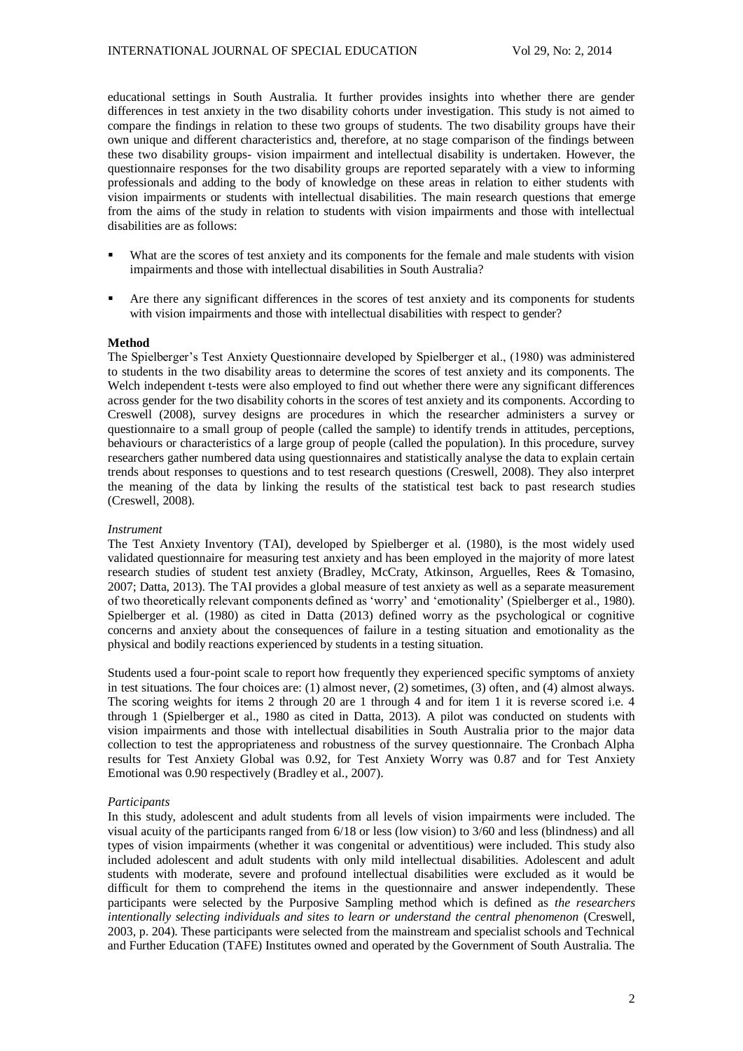educational settings in South Australia. It further provides insights into whether there are gender differences in test anxiety in the two disability cohorts under investigation. This study is not aimed to compare the findings in relation to these two groups of students. The two disability groups have their own unique and different characteristics and, therefore, at no stage comparison of the findings between these two disability groups- vision impairment and intellectual disability is undertaken. However, the questionnaire responses for the two disability groups are reported separately with a view to informing professionals and adding to the body of knowledge on these areas in relation to either students with vision impairments or students with intellectual disabilities. The main research questions that emerge from the aims of the study in relation to students with vision impairments and those with intellectual disabilities are as follows:

- What are the scores of test anxiety and its components for the female and male students with vision impairments and those with intellectual disabilities in South Australia?
- Are there any significant differences in the scores of test anxiety and its components for students with vision impairments and those with intellectual disabilities with respect to gender?

**Method**

The Spielberger's Test Anxiety Questionnaire developed by Spielberger et al., (1980) was administered to students in the two disability areas to determine the scores of test anxiety and its components. The Welch independent t-tests were also employed to find out whether there were any significant differences across gender for the two disability cohorts in the scores of test anxiety and its components. According to Creswell (2008), survey designs are procedures in which the researcher administers a survey or questionnaire to a small group of people (called the sample) to identify trends in attitudes, perceptions, behaviours or characteristics of a large group of people (called the population). In this procedure, survey researchers gather numbered data using questionnaires and statistically analyse the data to explain certain trends about responses to questions and to test research questions (Creswell, 2008). They also interpret the meaning of the data by linking the results of the statistical test back to past research studies (Creswell, 2008).

*Instrument*

The Test Anxiety Inventory (TAI), developed by Spielberger et al. (1980), is the most widely used validated questionnaire for measuring test anxiety and has been employed in the majority of more latest research studies of student test anxiety (Bradley, McCraty, Atkinson, Arguelles, Rees & Tomasino, 2007; Datta, 2013). The TAI provides a global measure of test anxiety as well as a separate measurement of two theoretically relevant components defined as 'worry' and 'emotionality' (Spielberger et al., 1980). Spielberger et al. (1980) as cited in Datta (2013) defined worry as the psychological or cognitive concerns and anxiety about the consequences of failure in a testing situation and emotionality as the physical and bodily reactions experienced by students in a testing situation.

Students used a four-point scale to report how frequently they experienced specific symptoms of anxiety in test situations. The four choices are: (1) almost never, (2) sometimes, (3) often, and (4) almost always. The scoring weights for items 2 through 20 are 1 through 4 and for item 1 it is reverse scored i.e. 4 through 1 (Spielberger et al., 1980 as cited in Datta, 2013). A pilot was conducted on students with vision impairments and those with intellectual disabilities in South Australia prior to the major data collection to test the appropriateness and robustness of the survey questionnaire. The Cronbach Alpha results for Test Anxiety Global was 0.92, for Test Anxiety Worry was 0.87 and for Test Anxiety Emotional was 0.90 respectively (Bradley et al., 2007).

*Participants*

In this study, adolescent and adult students from all levels of vision impairments were included. The visual acuity of the participants ranged from 6/18 or less (low vision) to 3/60 and less (blindness) and all types of vision impairments (whether it was congenital or adventitious) were included. This study also included adolescent and adult students with only mild intellectual disabilities. Adolescent and adult students with moderate, severe and profound intellectual disabilities were excluded as it would be difficult for them to comprehend the items in the questionnaire and answer independently. These participants were selected by the Purposive Sampling method which is defined as *the researchers intentionally selecting individuals and sites to learn or understand the central phenomenon* (Creswell, 2003, p. 204). These participants were selected from the mainstream and specialist schools and Technical and Further Education (TAFE) Institutes owned and operated by the Government of South Australia. The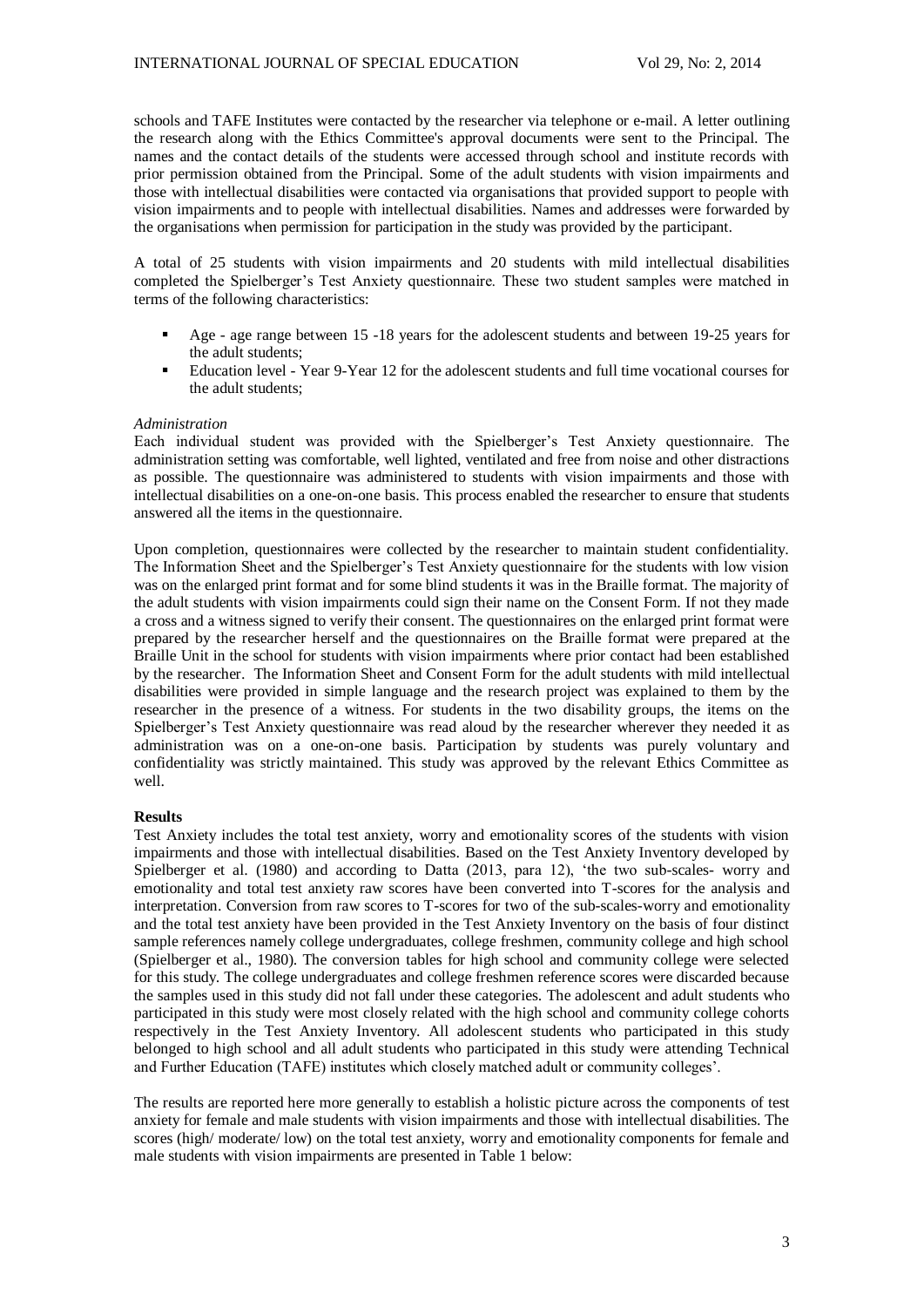schools and TAFE Institutes were contacted by the researcher via telephone or e-mail. A letter outlining the research along with the Ethics Committee's approval documents were sent to the Principal. The names and the contact details of the students were accessed through school and institute records with prior permission obtained from the Principal. Some of the adult students with vision impairments and those with intellectual disabilities were contacted via organisations that provided support to people with vision impairments and to people with intellectual disabilities. Names and addresses were forwarded by the organisations when permission for participation in the study was provided by the participant.

A total of 25 students with vision impairments and 20 students with mild intellectual disabilities completed the Spielberger's Test Anxiety questionnaire. These two student samples were matched in terms of the following characteristics:

- Age - age range between 15 -18 years for the adolescent students and between 19-25 years for the adult students;
- Education level - Year 9-Year 12 for the adolescent students and full time vocational courses for the adult students;

*Administration*

Each individual student was provided with the Spielberger's Test Anxiety questionnaire. The administration setting was comfortable, well lighted, ventilated and free from noise and other distractions as possible. The questionnaire was administered to students with vision impairments and those with intellectual disabilities on a one-on-one basis. This process enabled the researcher to ensure that students answered all the items in the questionnaire.

Upon completion, questionnaires were collected by the researcher to maintain student confidentiality. The Information Sheet and the Spielberger's Test Anxiety questionnaire for the students with low vision was on the enlarged print format and for some blind students it was in the Braille format. The majority of the adult students with vision impairments could sign their name on the Consent Form. If not they made a cross and a witness signed to verify their consent. The questionnaires on the enlarged print format were prepared by the researcher herself and the questionnaires on the Braille format were prepared at the Braille Unit in the school for students with vision impairments where prior contact had been established by the researcher. The Information Sheet and Consent Form for the adult students with mild intellectual disabilities were provided in simple language and the research project was explained to them by the researcher in the presence of a witness. For students in the two disability groups, the items on the Spielberger's Test Anxiety questionnaire was read aloud by the researcher wherever they needed it as administration was on a one-on-one basis. Participation by students was purely voluntary and confidentiality was strictly maintained. This study was approved by the relevant Ethics Committee as well.

**Results**

Test Anxiety includes the total test anxiety, worry and emotionality scores of the students with vision impairments and those with intellectual disabilities. Based on the Test Anxiety Inventory developed by Spielberger et al. (1980) and according to Datta (2013, para 12), 'the two sub-scales- worry and emotionality and total test anxiety raw scores have been converted into T-scores for the analysis and interpretation. Conversion from raw scores to T-scores for two of the sub-scales-worry and emotionality and the total test anxiety have been provided in the Test Anxiety Inventory on the basis of four distinct sample references namely college undergraduates, college freshmen, community college and high school (Spielberger et al., 1980). The conversion tables for high school and community college were selected for this study. The college undergraduates and college freshmen reference scores were discarded because the samples used in this study did not fall under these categories. The adolescent and adult students who participated in this study were most closely related with the high school and community college cohorts respectively in the Test Anxiety Inventory. All adolescent students who participated in this study belonged to high school and all adult students who participated in this study were attending Technical and Further Education (TAFE) institutes which closely matched adult or community colleges'.

The results are reported here more generally to establish a holistic picture across the components of test anxiety for female and male students with vision impairments and those with intellectual disabilities. The scores (high/ moderate/ low) on the total test anxiety, worry and emotionality components for female and male students with vision impairments are presented in Table 1 below: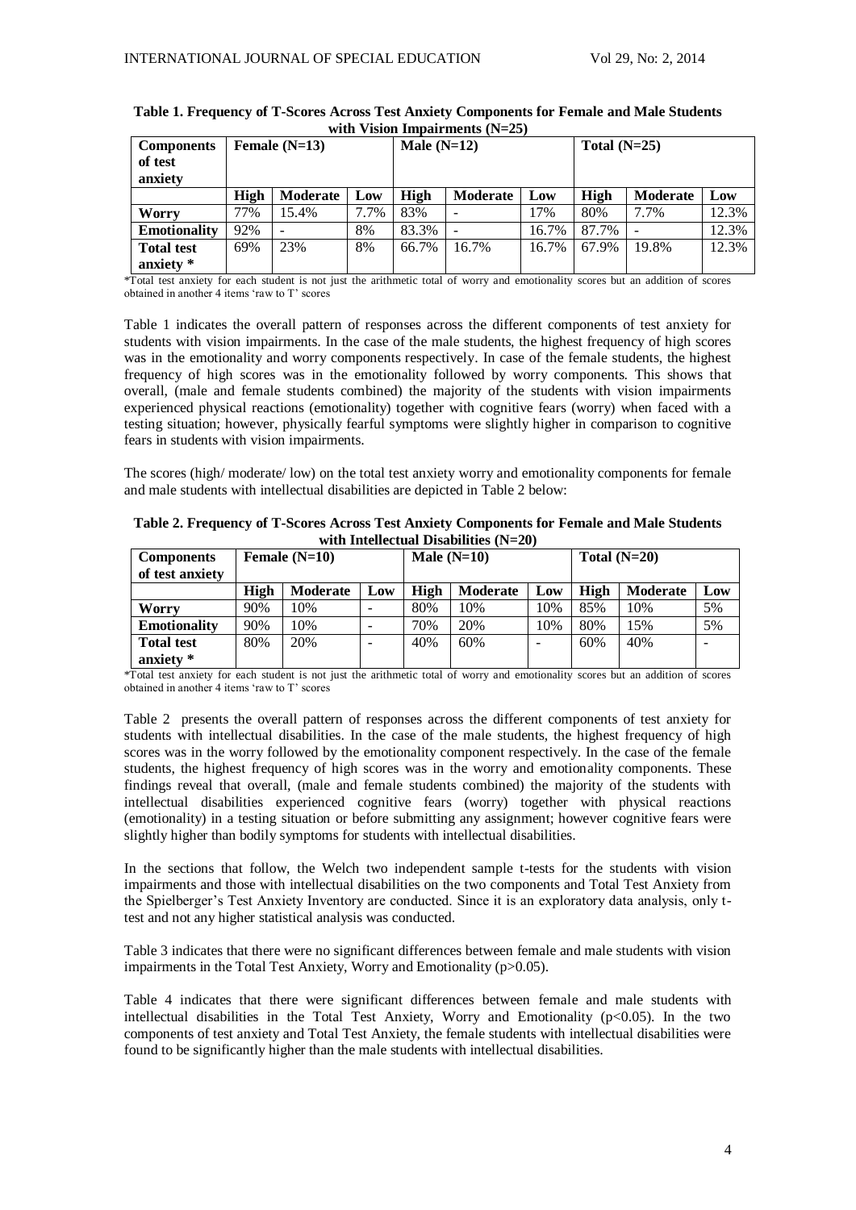**Table 1. Frequency of T-Scores Across Test Anxiety Components for Female and Male Students with Vision Impairments (N=25)**

| Components of test anxiety | Female (N=13) | | | Male (N=12) | | | Total (N=25) | | |
|---|---|---|---|---|---|---|---|---|---|
| | **High** | **Moderate** | **Low** | **High** | **Moderate** | **Low** | **High** | **Moderate** | **Low** |
| **Worry** | 77% | 15.4% | 7.7% | 83% | - | 17% | 80% | 7.7% | 12.3% |
| **Emotionality** | 92% | - | 8% | 83.3% | - | 16.7% | 87.7% | - | 12.3% |
| **Total test anxiety *** | 69% | 23% | 8% | 66.7% | 16.7% | 16.7% | 67.9% | 19.8% | 12.3% |

*Total test anxiety for each student is not just the arithmetic total of worry and emotionality scores but an addition of scores obtained in another 4 items 'raw to T' scores

Table 1 indicates the overall pattern of responses across the different components of test anxiety for students with vision impairments. In the case of the male students, the highest frequency of high scores was in the emotionality and worry components respectively. In case of the female students, the highest frequency of high scores was in the emotionality followed by worry components. This shows that overall, (male and female students combined) the majority of the students with vision impairments experienced physical reactions (emotionality) together with cognitive fears (worry) when faced with a testing situation; however, physically fearful symptoms were slightly higher in comparison to cognitive fears in students with vision impairments.

The scores (high/ moderate/ low) on the total test anxiety worry and emotionality components for female and male students with intellectual disabilities are depicted in Table 2 below:

**Table 2. Frequency of T-Scores Across Test Anxiety Components for Female and Male Students with Intellectual Disabilities (N=20)**

| Components of test anxiety | Female (N=10) | | | Male (N=10) | | | Total (N=20) | | |
|---|---|---|---|---|---|---|---|---|---|
| | **High** | **Moderate** | **Low** | **High** | **Moderate** | **Low** | **High** | **Moderate** | **Low** |
| **Worry** | 90% | 10% | - | 80% | 10% | 10% | 85% | 10% | 5% |
| **Emotionality** | 90% | 10% | - | 70% | 20% | 10% | 80% | 15% | 5% |
| **Total test anxiety *** | 80% | 20% | - | 40% | 60% | - | 60% | 40% | - |

*Total test anxiety for each student is not just the arithmetic total of worry and emotionality scores but an addition of scores obtained in another 4 items 'raw to T' scores

Table 2 presents the overall pattern of responses across the different components of test anxiety for students with intellectual disabilities. In the case of the male students, the highest frequency of high scores was in the worry followed by the emotionality component respectively. In the case of the female students, the highest frequency of high scores was in the worry and emotionality components. These findings reveal that overall, (male and female students combined) the majority of the students with intellectual disabilities experienced cognitive fears (worry) together with physical reactions (emotionality) in a testing situation or before submitting any assignment; however cognitive fears were slightly higher than bodily symptoms for students with intellectual disabilities.

In the sections that follow, the Welch two independent sample t-tests for the students with vision impairments and those with intellectual disabilities on the two components and Total Test Anxiety from the Spielberger's Test Anxiety Inventory are conducted. Since it is an exploratory data analysis, only t-test and not any higher statistical analysis was conducted.

Table 3 indicates that there were no significant differences between female and male students with vision impairments in the Total Test Anxiety, Worry and Emotionality ($p>0.05$).

Table 4 indicates that there were significant differences between female and male students with intellectual disabilities in the Total Test Anxiety, Worry and Emotionality ($p<0.05$). In the two components of test anxiety and Total Test Anxiety, the female students with intellectual disabilities were found to be significantly higher than the male students with intellectual disabilities.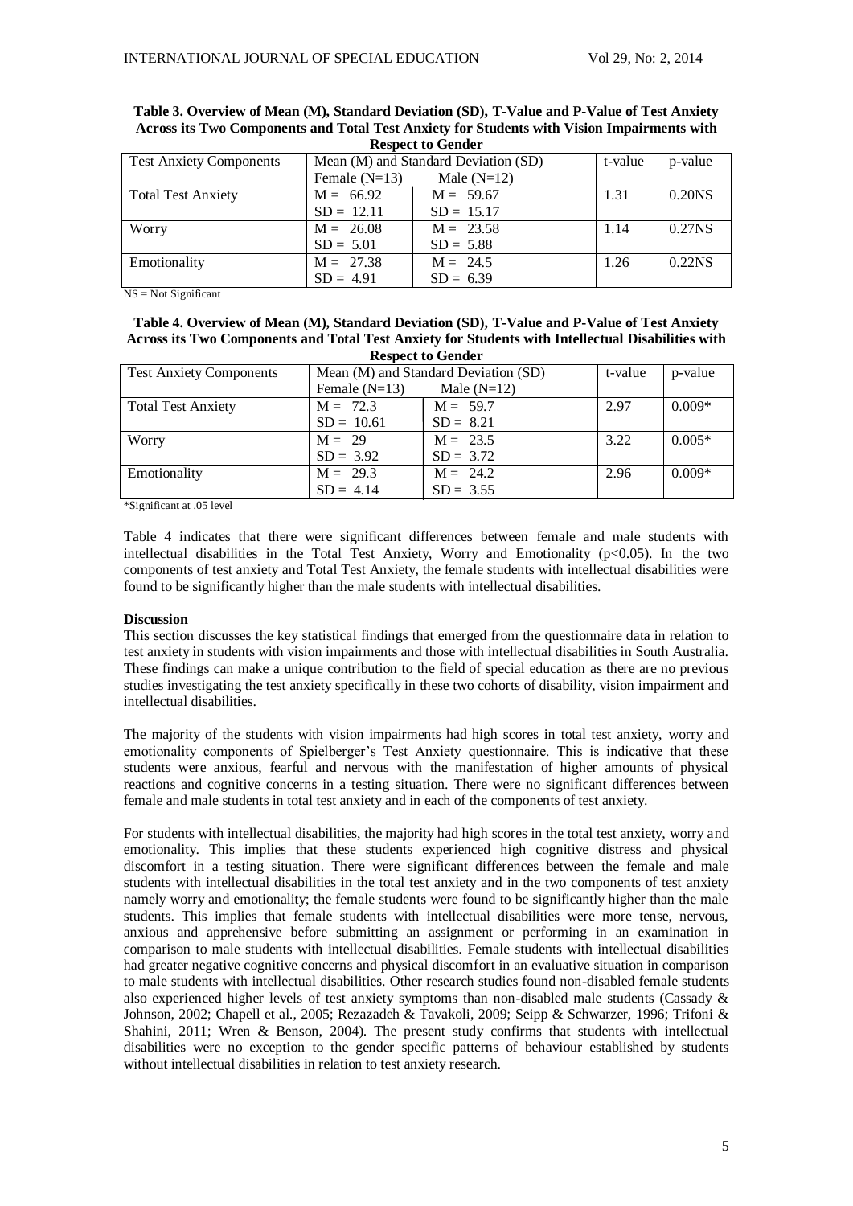**Table 3. Overview of Mean (M), Standard Deviation (SD), T-Value and P-Value of Test Anxiety Across its Two Components and Total Test Anxiety for Students with Vision Impairments with Respect to Gender**

| Test Anxiety Components | Mean (M) and Standard Deviation (SD) | | t-value | p-value |
|---|---|---|---|---|
| | Female (N=13) | Male (N=12) | | |
| Total Test Anxiety | M = 66.92<br>SD = 12.11 | M = 59.67<br>SD = 15.17 | 1.31 | 0.20NS |
| Worry | M = 26.08<br>SD = 5.01 | M = 23.58<br>SD = 5.88 | 1.14 | 0.27NS |
| Emotionality | M = 27.38<br>SD = 4.91 | M = 24.5<br>SD = 6.39 | 1.26 | 0.22NS |

NS = Not Significant

**Table 4. Overview of Mean (M), Standard Deviation (SD), T-Value and P-Value of Test Anxiety Across its Two Components and Total Test Anxiety for Students with Intellectual Disabilities with Respect to Gender**

| Test Anxiety Components | Mean (M) and Standard Deviation (SD) | | t-value | p-value |
|---|---|---|---|---|
| | Female (N=13) | Male (N=12) | | |
| Total Test Anxiety | M = 72.3<br>SD = 10.61 | M = 59.7<br>SD = 8.21 | 2.97 | 0.009* |
| Worry | M = 29<br>SD = 3.92 | M = 23.5<br>SD = 3.72 | 3.22 | 0.005* |
| Emotionality | M = 29.3<br>SD = 4.14 | M = 24.2<br>SD = 3.55 | 2.96 | 0.009* |

*Significant at .05 level

Table 4 indicates that there were significant differences between female and male students with intellectual disabilities in the Total Test Anxiety, Worry and Emotionality ($p<0.05$). In the two components of test anxiety and Total Test Anxiety, the female students with intellectual disabilities were found to be significantly higher than the male students with intellectual disabilities.

**Discussion**

This section discusses the key statistical findings that emerged from the questionnaire data in relation to test anxiety in students with vision impairments and those with intellectual disabilities in South Australia. These findings can make a unique contribution to the field of special education as there are no previous studies investigating the test anxiety specifically in these two cohorts of disability, vision impairment and intellectual disabilities.

The majority of the students with vision impairments had high scores in total test anxiety, worry and emotionality components of Spielberger's Test Anxiety questionnaire. This is indicative that these students were anxious, fearful and nervous with the manifestation of higher amounts of physical reactions and cognitive concerns in a testing situation. There were no significant differences between female and male students in total test anxiety and in each of the components of test anxiety.

For students with intellectual disabilities, the majority had high scores in the total test anxiety, worry and emotionality. This implies that these students experienced high cognitive distress and physical discomfort in a testing situation. There were significant differences between the female and male students with intellectual disabilities in the total test anxiety and in the two components of test anxiety namely worry and emotionality; the female students were found to be significantly higher than the male students. This implies that female students with intellectual disabilities were more tense, nervous, anxious and apprehensive before submitting an assignment or performing in an examination in comparison to male students with intellectual disabilities. Female students with intellectual disabilities had greater negative cognitive concerns and physical discomfort in an evaluative situation in comparison to male students with intellectual disabilities. Other research studies found non-disabled female students also experienced higher levels of test anxiety symptoms than non-disabled male students (Cassady & Johnson, 2002; Chapell et al., 2005; Rezazadeh & Tavakoli, 2009; Seipp & Schwarzer, 1996; Trifoni & Shahini, 2011; Wren & Benson, 2004). The present study confirms that students with intellectual disabilities were no exception to the gender specific patterns of behaviour established by students without intellectual disabilities in relation to test anxiety research.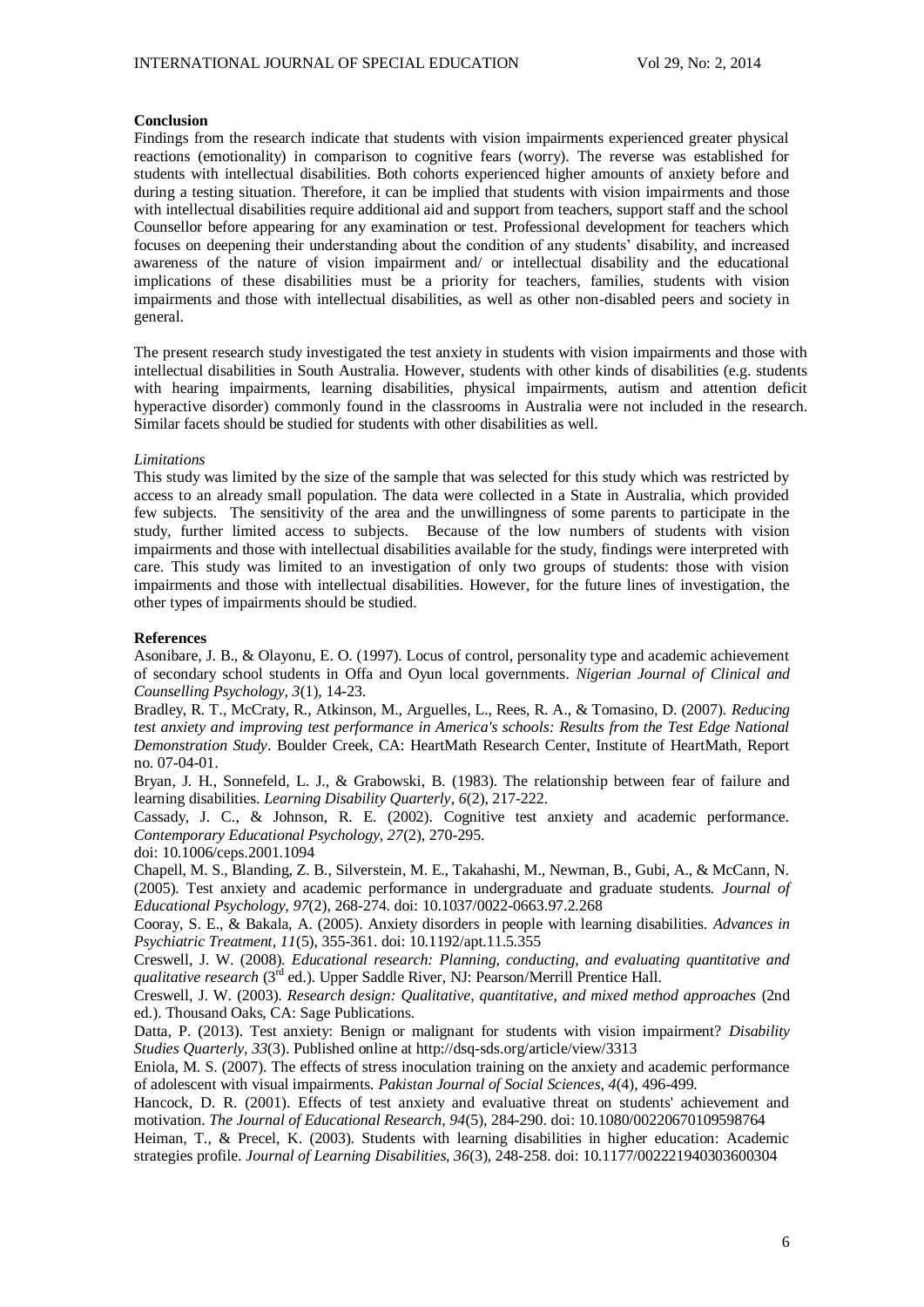## Conclusion

Findings from the research indicate that students with vision impairments experienced greater physical reactions (emotionality) in comparison to cognitive fears (worry). The reverse was established for students with intellectual disabilities. Both cohorts experienced higher amounts of anxiety before and during a testing situation. Therefore, it can be implied that students with vision impairments and those with intellectual disabilities require additional aid and support from teachers, support staff and the school Counsellor before appearing for any examination or test. Professional development for teachers which focuses on deepening their understanding about the condition of any students' disability, and increased awareness of the nature of vision impairment and/ or intellectual disability and the educational implications of these disabilities must be a priority for teachers, families, students with vision impairments and those with intellectual disabilities, as well as other non-disabled peers and society in general.

The present research study investigated the test anxiety in students with vision impairments and those with intellectual disabilities in South Australia. However, students with other kinds of disabilities (e.g. students with hearing impairments, learning disabilities, physical impairments, autism and attention deficit hyperactive disorder) commonly found in the classrooms in Australia were not included in the research. Similar facets should be studied for students with other disabilities as well.

### *Limitations*

This study was limited by the size of the sample that was selected for this study which was restricted by access to an already small population. The data were collected in a State in Australia, which provided few subjects. The sensitivity of the area and the unwillingness of some parents to participate in the study, further limited access to subjects. Because of the low numbers of students with vision impairments and those with intellectual disabilities available for the study, findings were interpreted with care. This study was limited to an investigation of only two groups of students: those with vision impairments and those with intellectual disabilities. However, for the future lines of investigation, the other types of impairments should be studied.

## References

Asonibare, J. B., & Olayonu, E. O. (1997). Locus of control, personality type and academic achievement of secondary school students in Offa and Oyun local governments. *Nigerian Journal of Clinical and Counselling Psychology, 3*(1), 14-23.

Bradley, R. T., McCraty, R., Atkinson, M., Arguelles, L., Rees, R. A., & Tomasino, D. (2007). *Reducing test anxiety and improving test performance in America's schools: Results from the Test Edge National Demonstration Study*. Boulder Creek, CA: HeartMath Research Center, Institute of HeartMath, Report no. 07-04-01.

Bryan, J. H., Sonnefeld, L. J., & Grabowski, B. (1983). The relationship between fear of failure and learning disabilities. *Learning Disability Quarterly, 6*(2), 217-222.

Cassady, J. C., & Johnson, R. E. (2002). Cognitive test anxiety and academic performance. *Contemporary Educational Psychology, 27*(2), 270-295.
doi: 10.1006/ceps.2001.1094

Chapell, M. S., Blanding, Z. B., Silverstein, M. E., Takahashi, M., Newman, B., Gubi, A., & McCann, N. (2005). Test anxiety and academic performance in undergraduate and graduate students. *Journal of Educational Psychology, 97*(2), 268-274. doi: 10.1037/0022-0663.97.2.268

Cooray, S. E., & Bakala, A. (2005). Anxiety disorders in people with learning disabilities. *Advances in Psychiatric Treatment, 11*(5), 355-361. doi: 10.1192/apt.11.5.355

Creswell, J. W. (2008). *Educational research: Planning, conducting, and evaluating quantitative and qualitative research* (3rd ed.). Upper Saddle River, NJ: Pearson/Merrill Prentice Hall.

Creswell, J. W. (2003). *Research design: Qualitative, quantitative, and mixed method approaches* (2nd ed.). Thousand Oaks, CA: Sage Publications.

Datta, P. (2013). Test anxiety: Benign or malignant for students with vision impairment? *Disability Studies Quarterly, 33*(3). Published online at http://dsq-sds.org/article/view/3313

Eniola, M. S. (2007). The effects of stress inoculation training on the anxiety and academic performance of adolescent with visual impairments. *Pakistan Journal of Social Sciences, 4*(4), 496-499.

Hancock, D. R. (2001). Effects of test anxiety and evaluative threat on students' achievement and motivation. *The Journal of Educational Research, 94*(5), 284-290. doi: 10.1080/00220670109598764

Heiman, T., & Precel, K. (2003). Students with learning disabilities in higher education: Academic strategies profile. *Journal of Learning Disabilities, 36*(3), 248-258. doi: 10.1177/002221940303600304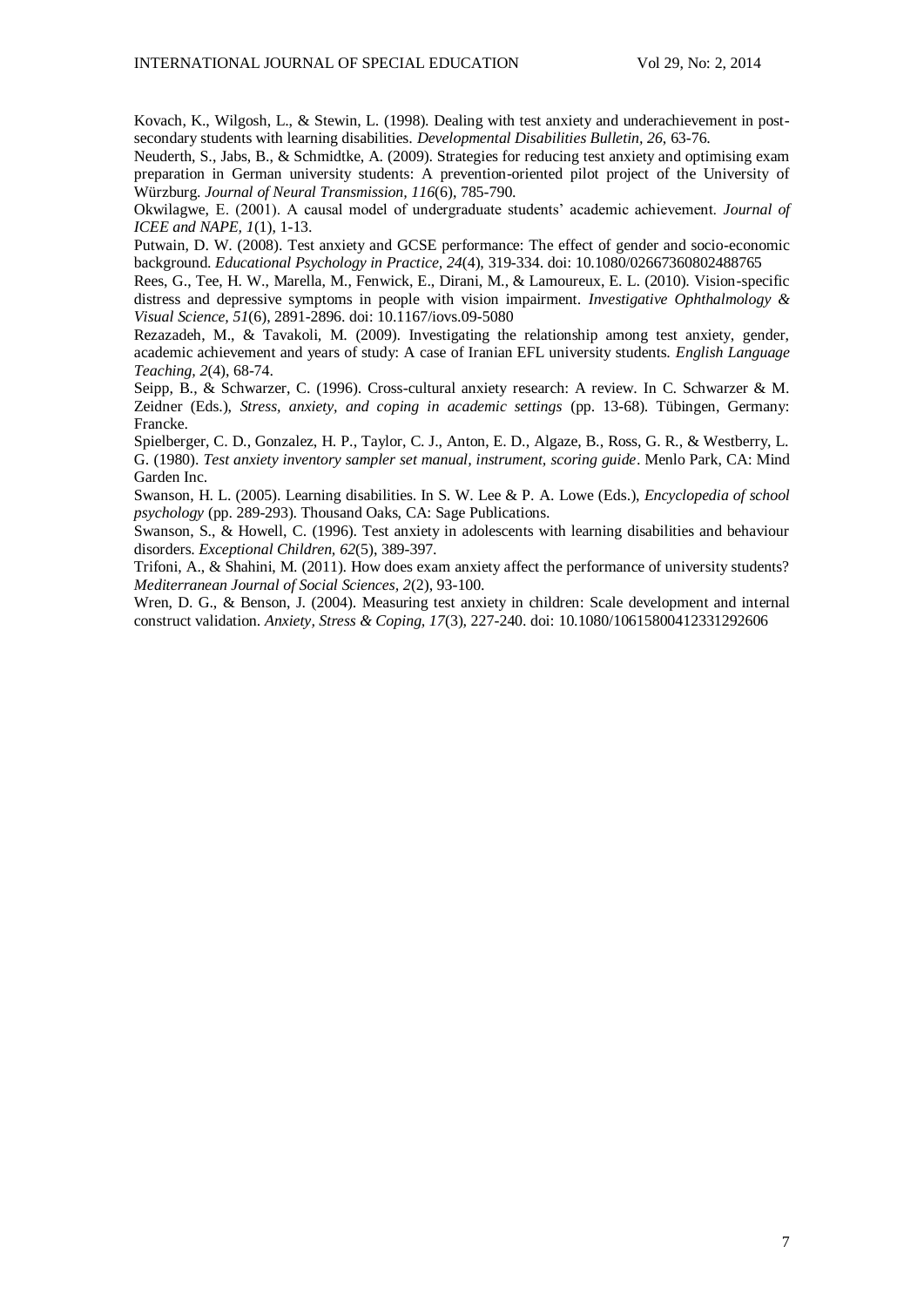Kovach, K., Wilgosh, L., & Stewin, L. (1998). Dealing with test anxiety and underachievement in post-secondary students with learning disabilities. *Developmental Disabilities Bulletin, 26*, 63-76.

Neuderth, S., Jabs, B., & Schmidtke, A. (2009). Strategies for reducing test anxiety and optimising exam preparation in German university students: A prevention-oriented pilot project of the University of Würzburg. *Journal of Neural Transmission, 116*(6), 785-790.

Okwilagwe, E. (2001). A causal model of undergraduate students' academic achievement. *Journal of ICEE and NAPE, 1*(1), 1-13.

Putwain, D. W. (2008). Test anxiety and GCSE performance: The effect of gender and socio-economic background. *Educational Psychology in Practice, 24*(4), 319-334. doi: 10.1080/02667360802488765

Rees, G., Tee, H. W., Marella, M., Fenwick, E., Dirani, M., & Lamoureux, E. L. (2010). Vision-specific distress and depressive symptoms in people with vision impairment. *Investigative Ophthalmology & Visual Science, 51*(6), 2891-2896. doi: 10.1167/iovs.09-5080

Rezazadeh, M., & Tavakoli, M. (2009). Investigating the relationship among test anxiety, gender, academic achievement and years of study: A case of Iranian EFL university students. *English Language Teaching, 2*(4), 68-74.

Seipp, B., & Schwarzer, C. (1996). Cross-cultural anxiety research: A review. In C. Schwarzer & M. Zeidner (Eds.), *Stress, anxiety, and coping in academic settings* (pp. 13-68). Tübingen, Germany: Francke.

Spielberger, C. D., Gonzalez, H. P., Taylor, C. J., Anton, E. D., Algaze, B., Ross, G. R., & Westberry, L. G. (1980). *Test anxiety inventory sampler set manual, instrument, scoring guide*. Menlo Park, CA: Mind Garden Inc.

Swanson, H. L. (2005). Learning disabilities. In S. W. Lee & P. A. Lowe (Eds.), *Encyclopedia of school psychology* (pp. 289-293). Thousand Oaks, CA: Sage Publications.

Swanson, S., & Howell, C. (1996). Test anxiety in adolescents with learning disabilities and behaviour disorders. *Exceptional Children, 62*(5), 389-397.

Trifoni, A., & Shahini, M. (2011). How does exam anxiety affect the performance of university students? *Mediterranean Journal of Social Sciences, 2*(2), 93-100.

Wren, D. G., & Benson, J. (2004). Measuring test anxiety in children: Scale development and internal construct validation. *Anxiety, Stress & Coping, 17*(3), 227-240. doi: 10.1080/10615800412331292606